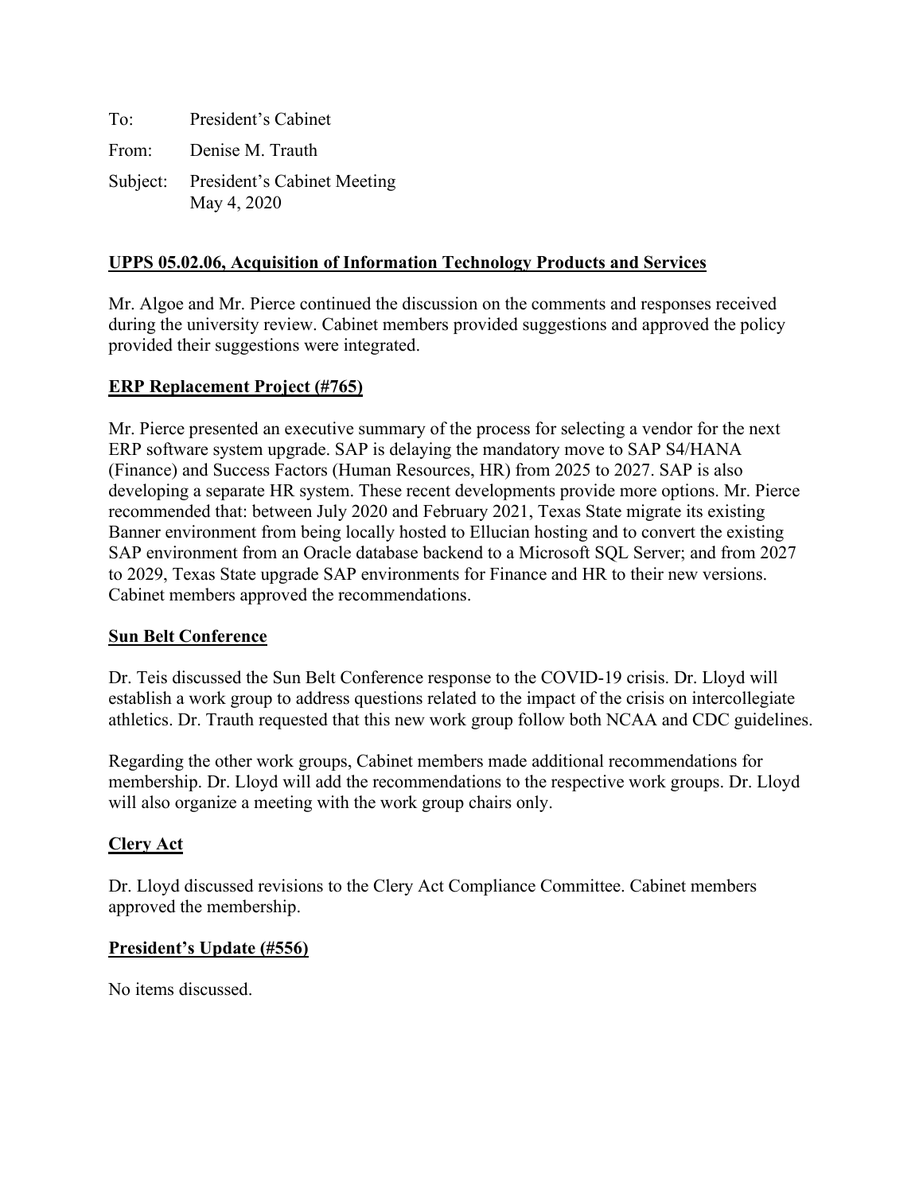To: President's Cabinet

From: Denise M. Trauth

Subject: President's Cabinet Meeting
May 4, 2020

**UPPS 05.02.06, Acquisition of Information Technology Products and Services**

Mr. Algoe and Mr. Pierce continued the discussion on the comments and responses received during the university review. Cabinet members provided suggestions and approved the policy provided their suggestions were integrated.

**ERP Replacement Project (#765)**

Mr. Pierce presented an executive summary of the process for selecting a vendor for the next ERP software system upgrade. SAP is delaying the mandatory move to SAP S4/HANA (Finance) and Success Factors (Human Resources, HR) from 2025 to 2027. SAP is also developing a separate HR system. These recent developments provide more options. Mr. Pierce recommended that: between July 2020 and February 2021, Texas State migrate its existing Banner environment from being locally hosted to Ellucian hosting and to convert the existing SAP environment from an Oracle database backend to a Microsoft SQL Server; and from 2027 to 2029, Texas State upgrade SAP environments for Finance and HR to their new versions. Cabinet members approved the recommendations.

**Sun Belt Conference**

Dr. Teis discussed the Sun Belt Conference response to the COVID-19 crisis. Dr. Lloyd will establish a work group to address questions related to the impact of the crisis on intercollegiate athletics. Dr. Trauth requested that this new work group follow both NCAA and CDC guidelines.

Regarding the other work groups, Cabinet members made additional recommendations for membership. Dr. Lloyd will add the recommendations to the respective work groups. Dr. Lloyd will also organize a meeting with the work group chairs only.

**Clery Act**

Dr. Lloyd discussed revisions to the Clery Act Compliance Committee. Cabinet members approved the membership.

**President's Update (#556)**

No items discussed.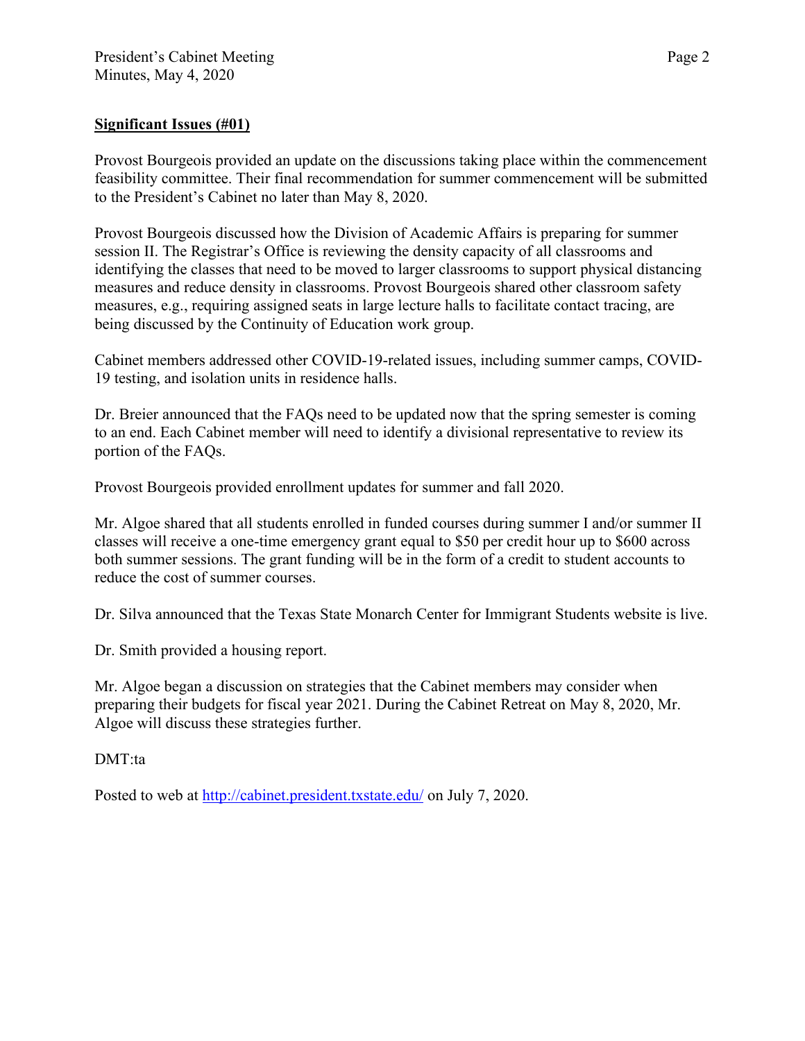**Significant Issues (#01)**

Provost Bourgeois provided an update on the discussions taking place within the commencement feasibility committee. Their final recommendation for summer commencement will be submitted to the President's Cabinet no later than May 8, 2020.

Provost Bourgeois discussed how the Division of Academic Affairs is preparing for summer session II. The Registrar's Office is reviewing the density capacity of all classrooms and identifying the classes that need to be moved to larger classrooms to support physical distancing measures and reduce density in classrooms. Provost Bourgeois shared other classroom safety measures, e.g., requiring assigned seats in large lecture halls to facilitate contact tracing, are being discussed by the Continuity of Education work group.

Cabinet members addressed other COVID-19-related issues, including summer camps, COVID-19 testing, and isolation units in residence halls.

Dr. Breier announced that the FAQs need to be updated now that the spring semester is coming to an end. Each Cabinet member will need to identify a divisional representative to review its portion of the FAQs.

Provost Bourgeois provided enrollment updates for summer and fall 2020.

Mr. Algoe shared that all students enrolled in funded courses during summer I and/or summer II classes will receive a one-time emergency grant equal to $50 per credit hour up to $600 across both summer sessions. The grant funding will be in the form of a credit to student accounts to reduce the cost of summer courses.

Dr. Silva announced that the Texas State Monarch Center for Immigrant Students website is live.

Dr. Smith provided a housing report.

Mr. Algoe began a discussion on strategies that the Cabinet members may consider when preparing their budgets for fiscal year 2021. During the Cabinet Retreat on May 8, 2020, Mr. Algoe will discuss these strategies further.

DMT:ta

Posted to web at http://cabinet.president.txstate.edu/ on July 7, 2020.